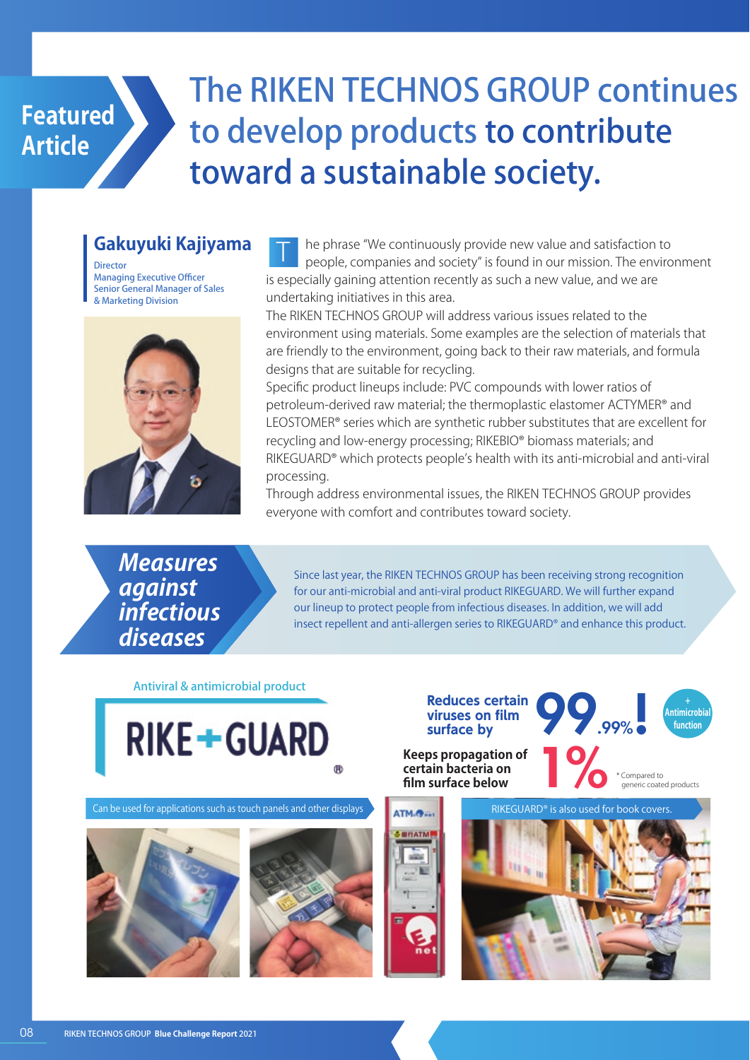Featured Article

# The RIKEN TECHNOS GROUP continues to develop products to contribute toward a sustainable society.

**Gakuyuki Kajiyama**

Director
Managing Executive Officer
Senior General Manager of Sales & Marketing Division

The phrase "We continuously provide new value and satisfaction to people, companies and society" is found in our mission. The environment is especially gaining attention recently as such a new value, and we are undertaking initiatives in this area.

The RIKEN TECHNOS GROUP will address various issues related to the environment using materials. Some examples are the selection of materials that are friendly to the environment, going back to their raw materials, and formula designs that are suitable for recycling.

Specific product lineups include: PVC compounds with lower ratios of petroleum-derived raw material; the thermoplastic elastomer ACTYMER® and LEOSTOMER® series which are synthetic rubber substitutes that are excellent for recycling and low-energy processing; RIKEBIO® biomass materials; and RIKEGUARD® which protects people's health with its anti-microbial and anti-viral processing.

Through address environmental issues, the RIKEN TECHNOS GROUP provides everyone with comfort and contributes toward society.

## *Measures against infectious diseases*

Since last year, the RIKEN TECHNOS GROUP has been receiving strong recognition for our anti-microbial and anti-viral product RIKEGUARD. We will further expand our lineup to protect people from infectious diseases. In addition, we will add insect repellent and anti-allergen series to RIKEGUARD® and enhance this product.

Antiviral & antimicrobial product

RIKE+GUARD®

**Reduces certain viruses on film surface by 99.99%!**

+ Antimicrobial function

**Keeps propagation of certain bacteria on film surface below 1%**

\* Compared to generic coated products

Can be used for applications such as touch panels and other displays

RIKEGUARD® is also used for book covers.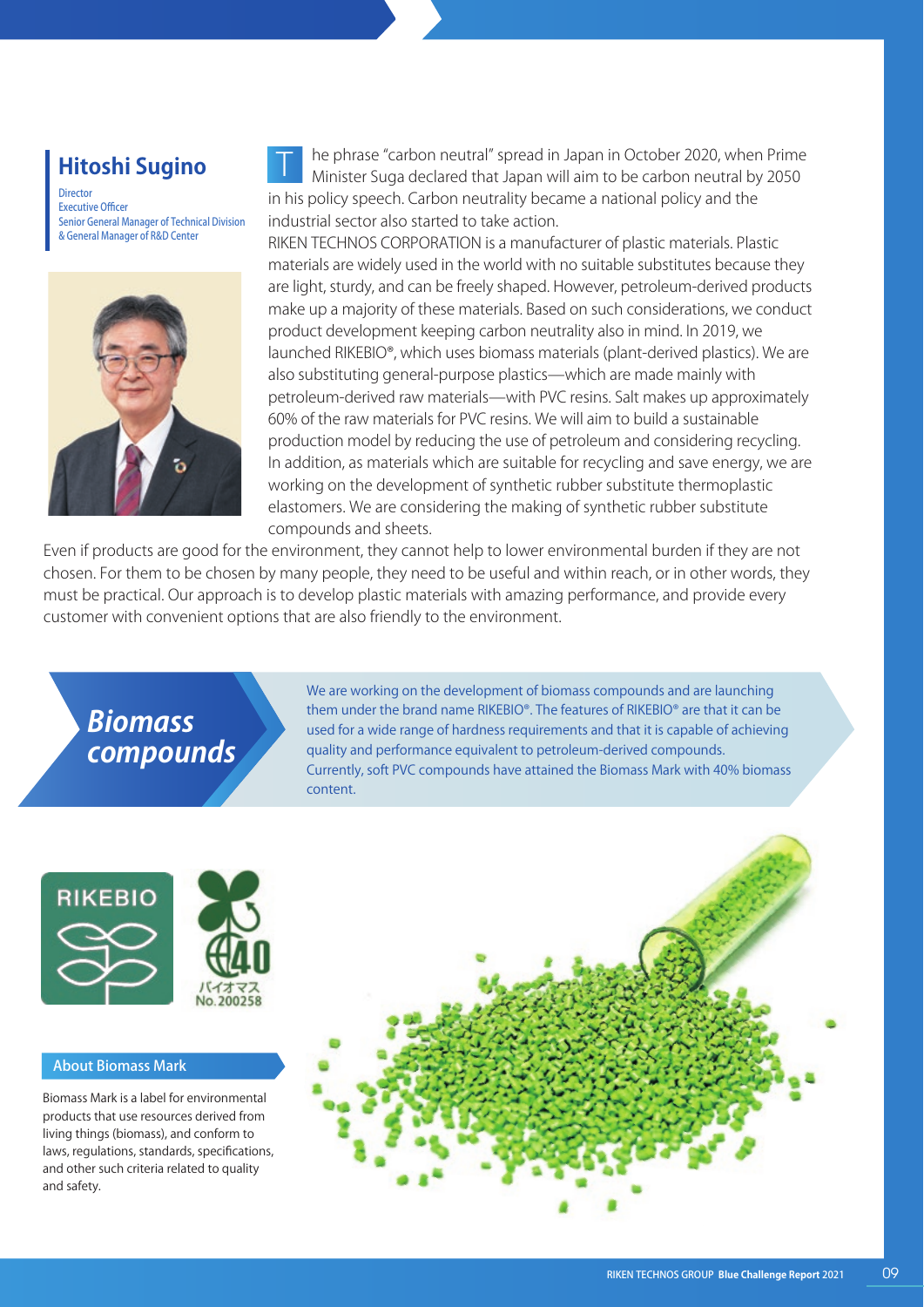## Hitoshi Sugino

Director
Executive Officer
Senior General Manager of Technical Division
& General Manager of R&D Center

The phrase "carbon neutral" spread in Japan in October 2020, when Prime Minister Suga declared that Japan will aim to be carbon neutral by 2050 in his policy speech. Carbon neutrality became a national policy and the industrial sector also started to take action.

RIKEN TECHNOS CORPORATION is a manufacturer of plastic materials. Plastic materials are widely used in the world with no suitable substitutes because they are light, sturdy, and can be freely shaped. However, petroleum-derived products make up a majority of these materials. Based on such considerations, we conduct product development keeping carbon neutrality also in mind. In 2019, we launched RIKEBIO®, which uses biomass materials (plant-derived plastics). We are also substituting general-purpose plastics—which are made mainly with petroleum-derived raw materials—with PVC resins. Salt makes up approximately 60% of the raw materials for PVC resins. We will aim to build a sustainable production model by reducing the use of petroleum and considering recycling. In addition, as materials which are suitable for recycling and save energy, we are working on the development of synthetic rubber substitute thermoplastic elastomers. We are considering the making of synthetic rubber substitute compounds and sheets.

Even if products are good for the environment, they cannot help to lower environmental burden if they are not chosen. For them to be chosen by many people, they need to be useful and within reach, or in other words, they must be practical. Our approach is to develop plastic materials with amazing performance, and provide every customer with convenient options that are also friendly to the environment.

## *Biomass compounds*

We are working on the development of biomass compounds and are launching them under the brand name RIKEBIO®. The features of RIKEBIO® are that it can be used for a wide range of hardness requirements and that it is capable of achieving quality and performance equivalent to petroleum-derived compounds. Currently, soft PVC compounds have attained the Biomass Mark with 40% biomass content.

RIKEBIO

40
バイオマス
No.200258

### About Biomass Mark

Biomass Mark is a label for environmental products that use resources derived from living things (biomass), and conform to laws, regulations, standards, specifications, and other such criteria related to quality and safety.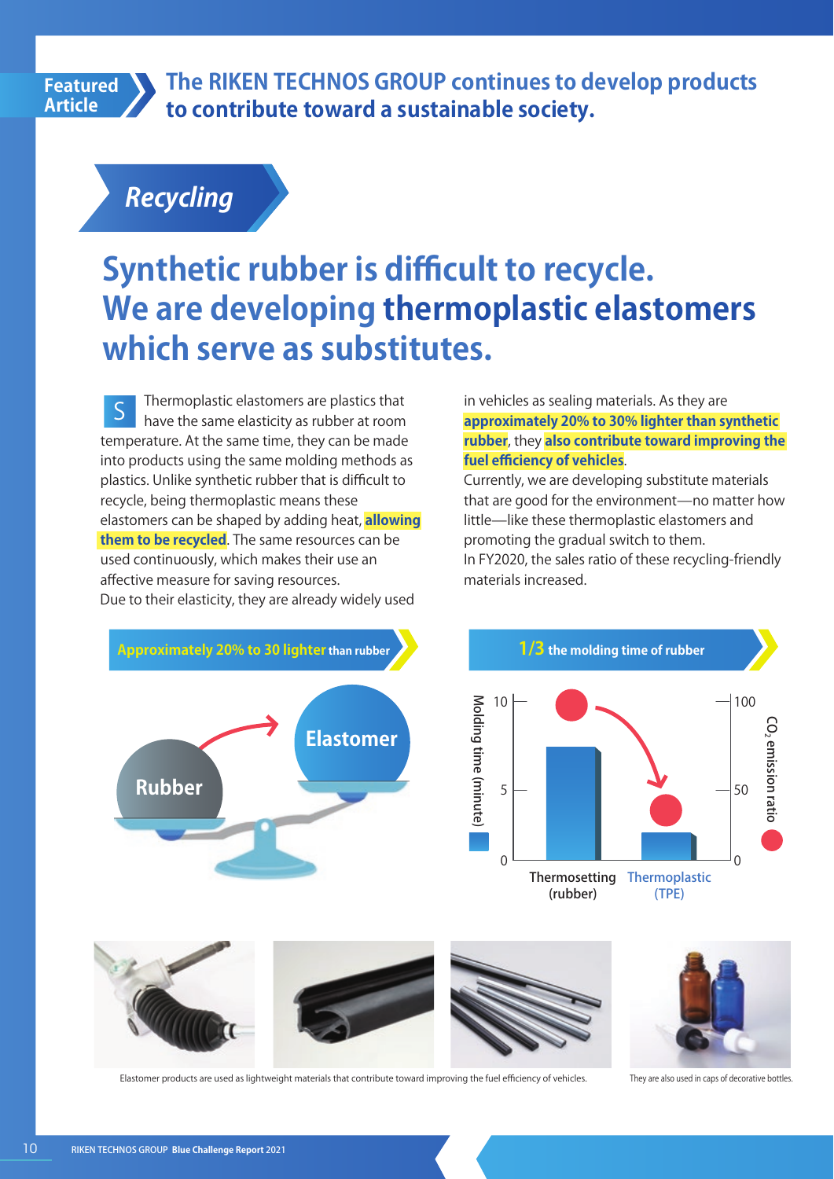**Featured Article** **The RIKEN TECHNOS GROUP continues to develop products to contribute toward a sustainable society.**

## *Recycling*

# Synthetic rubber is difficult to recycle. We are developing **thermoplastic elastomers** which serve as substitutes.

Thermoplastic elastomers are plastics that have the same elasticity as rubber at room temperature. At the same time, they can be made into products using the same molding methods as plastics. Unlike synthetic rubber that is difficult to recycle, being thermoplastic means these elastomers can be shaped by adding heat, **allowing them to be recycled**. The same resources can be used continuously, which makes their use an affective measure for saving resources.
Due to their elasticity, they are already widely used in vehicles as sealing materials. As they are **approximately 20% to 30% lighter than synthetic rubber**, they **also contribute toward improving the fuel efficiency of vehicles**.
Currently, we are developing substitute materials that are good for the environment—no matter how little—like these thermoplastic elastomers and promoting the gradual switch to them.
In FY2020, the sales ratio of these recycling-friendly materials increased.

**Approximately 20% to 30 lighter than rubber**

Rubber → Elastomer

**1/3 the molding time of rubber**

| | Thermosetting (rubber) | Thermoplastic (TPE) |
|---|---|---|
| Molding time (minute) | ~7.5 | ~2 |
| $CO_2$ emission ratio | ~100 | ~30 |

Elastomer products are used as lightweight materials that contribute toward improving the fuel efficiency of vehicles.

They are also used in caps of decorative bottles.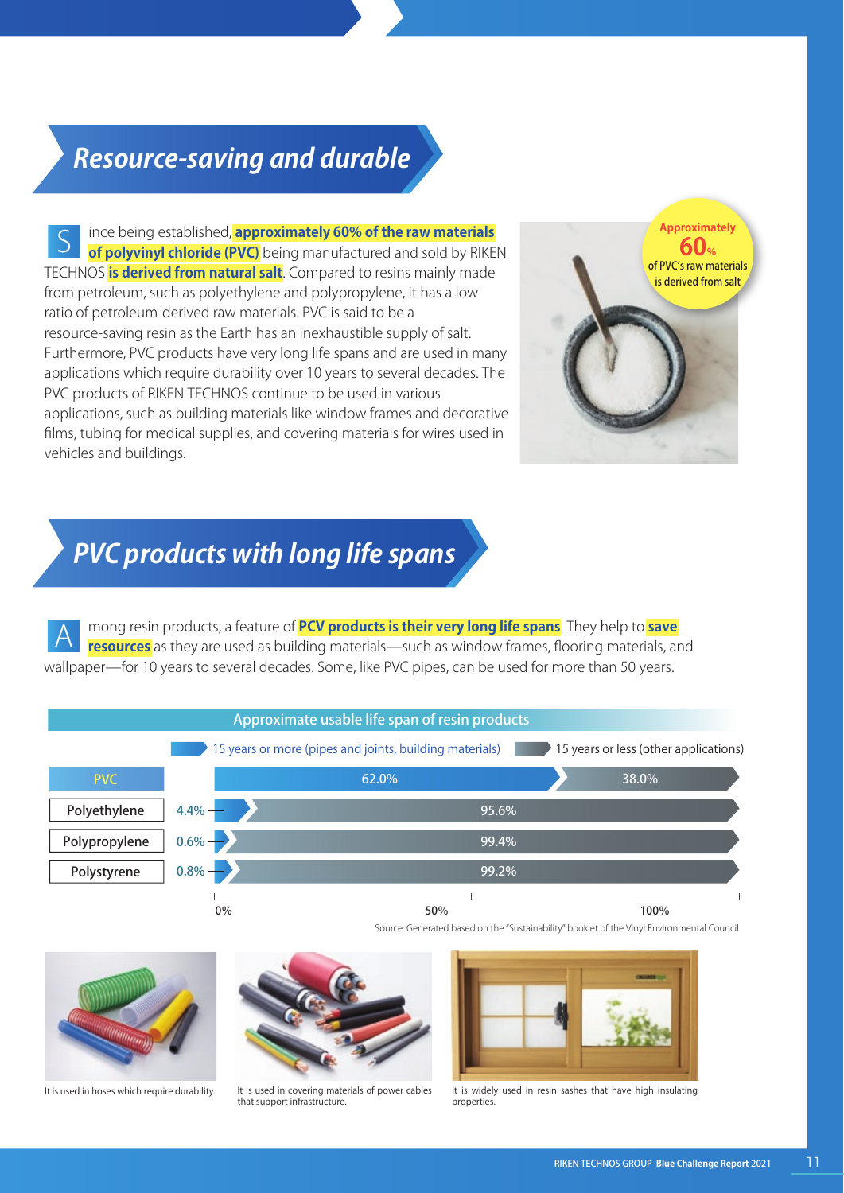## Resource-saving and durable

Since being established, **approximately 60% of the raw materials of polyvinyl chloride (PVC)** being manufactured and sold by RIKEN TECHNOS **is derived from natural salt**. Compared to resins mainly made from petroleum, such as polyethylene and polypropylene, it has a low ratio of petroleum-derived raw materials. PVC is said to be a resource-saving resin as the Earth has an inexhaustible supply of salt. Furthermore, PVC products have very long life spans and are used in many applications which require durability over 10 years to several decades. The PVC products of RIKEN TECHNOS continue to be used in various applications, such as building materials like window frames and decorative films, tubing for medical supplies, and covering materials for wires used in vehicles and buildings.

Approximately 60% of PVC's raw materials is derived from salt

## PVC products with long life spans

Among resin products, a feature of **PCV products is their very long life spans**. They help to **save resources** as they are used as building materials—such as window frames, flooring materials, and wallpaper—for 10 years to several decades. Some, like PVC pipes, can be used for more than 50 years.

Approximate usable life span of resin products

15 years or more (pipes and joints, building materials)
15 years or less (other applications)

PVC: 62.0% / 38.0%
Polyethylene: 4.4% / 95.6%
Polypropylene: 0.6% / 99.4%
Polystyrene: 0.8% / 99.2%

0% 50% 100%

Source: Generated based on the "Sustainability" booklet of the Vinyl Environmental Council

It is used in hoses which require durability.

It is used in covering materials of power cables that support infrastructure.

It is widely used in resin sashes that have high insulating properties.